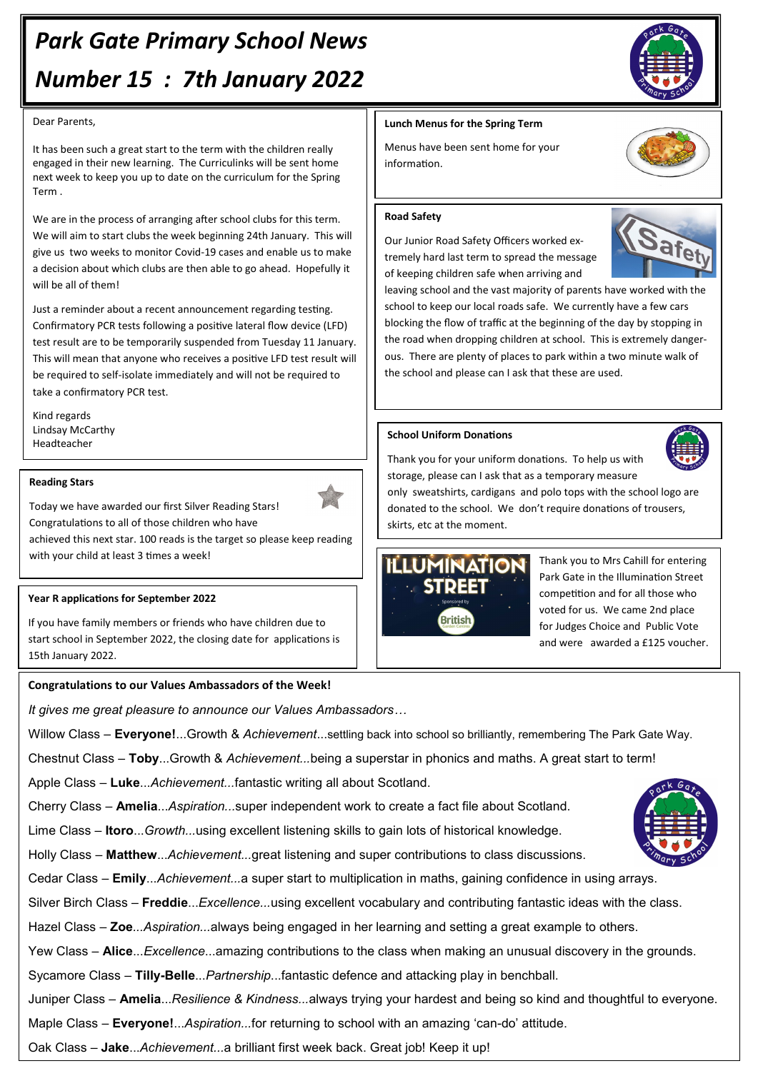// Park Gate newsletter p1: no detected images, so image_ref tags are omitted.
# Park Gate Primary School News

# Number 15 : 7th January 2022

Dear Parents,

It has been such a great start to the term with the children really engaged in their new learning. The Curriculinks will be sent home next week to keep you up to date on the curriculum for the Spring Term .

We are in the process of arranging after school clubs for this term. We will aim to start clubs the week beginning 24th January. This will give us two weeks to monitor Covid-19 cases and enable us to make a decision about which clubs are then able to go ahead. Hopefully it will be all of them!

Just a reminder about a recent announcement regarding testing. Confirmatory PCR tests following a positive lateral flow device (LFD) test result are to be temporarily suspended from Tuesday 11 January. This will mean that anyone who receives a positive LFD test result will be required to self-isolate immediately and will not be required to take a confirmatory PCR test.

Kind regards
Lindsay McCarthy
Headteacher

### Reading Stars

Today we have awarded our first Silver Reading Stars! Congratulations to all of those children who have achieved this next star. 100 reads is the target so please keep reading with your child at least 3 times a week!

### Year R applications for September 2022

If you have family members or friends who have children due to start school in September 2022, the closing date for applications is 15th January 2022.

### Lunch Menus for the Spring Term

Menus have been sent home for your information.

### Road Safety

Our Junior Road Safety Officers worked extremely hard last term to spread the message of keeping children safe when arriving and leaving school and the vast majority of parents have worked with the school to keep our local roads safe. We currently have a few cars blocking the flow of traffic at the beginning of the day by stopping in the road when dropping children at school. This is extremely dangerous. There are plenty of places to park within a two minute walk of the school and please can I ask that these are used.

### School Uniform Donations

Thank you for your uniform donations. To help us with storage, please can I ask that as a temporary measure only sweatshirts, cardigans and polo tops with the school logo are donated to the school. We don't require donations of trousers, skirts, etc at the moment.

Thank you to Mrs Cahill for entering Park Gate in the Illumination Street competition and for all those who voted for us. We came 2nd place for Judges Choice and Public Vote and were awarded a £125 voucher.

### Congratulations to our Values Ambassadors of the Week!

*It gives me great pleasure to announce our Values Ambassadors…*

Willow Class – **Everyone!**...Growth & *Achievement*...settling back into school so brilliantly, remembering The Park Gate Way.

Chestnut Class – **Toby**...Growth & *Achievement...*being a superstar in phonics and maths. A great start to term!

Apple Class – **Luke**...*Achievement...*fantastic writing all about Scotland.

Cherry Class – **Amelia**...*Aspiration...*super independent work to create a fact file about Scotland.

Lime Class – **Itoro**...*Growth...*using excellent listening skills to gain lots of historical knowledge.

Holly Class – **Matthew**...*Achievement...*great listening and super contributions to class discussions.

Cedar Class – **Emily**...*Achievement...*a super start to multiplication in maths, gaining confidence in using arrays.

Silver Birch Class – **Freddie**...*Excellence...*using excellent vocabulary and contributing fantastic ideas with the class.

Hazel Class – **Zoe**...*Aspiration...*always being engaged in her learning and setting a great example to others.

Yew Class – **Alice**...*Excellence...*amazing contributions to the class when making an unusual discovery in the grounds.

Sycamore Class – **Tilly-Belle**...*Partnership...*fantastic defence and attacking play in benchball.

Juniper Class – **Amelia**...*Resilience & Kindness...*always trying your hardest and being so kind and thoughtful to everyone.

Maple Class – **Everyone!**...*Aspiration...*for returning to school with an amazing 'can-do' attitude.

Oak Class – **Jake**...*Achievement...*a brilliant first week back. Great job! Keep it up!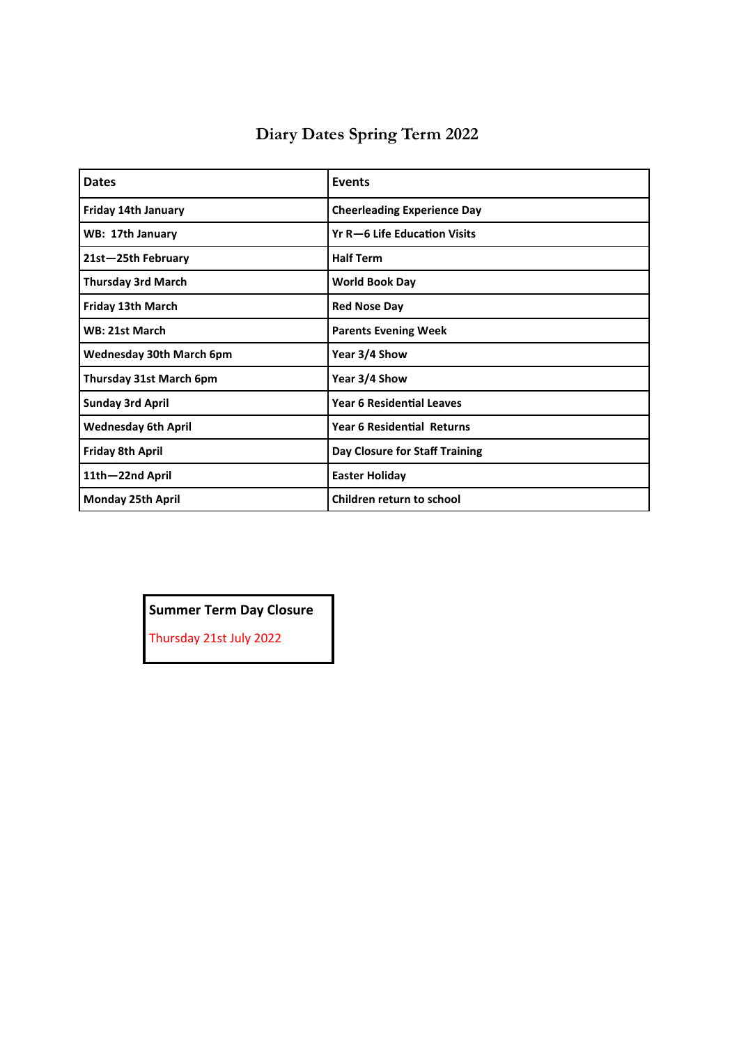# Diary Dates Spring Term 2022

| Dates | Events |
|---|---|
| Friday 14th January | Cheerleading Experience Day |
| WB: 17th January | Yr R—6 Life Education Visits |
| 21st—25th February | Half Term |
| Thursday 3rd March | World Book Day |
| Friday 13th March | Red Nose Day |
| WB: 21st March | Parents Evening Week |
| Wednesday 30th March 6pm | Year 3/4 Show |
| Thursday 31st March 6pm | Year 3/4 Show |
| Sunday 3rd April | Year 6 Residential Leaves |
| Wednesday 6th April | Year 6 Residential Returns |
| Friday 8th April | Day Closure for Staff Training |
| 11th—22nd April | Easter Holiday |
| Monday 25th April | Children return to school |

**Summer Term Day Closure**

Thursday 21st July 2022